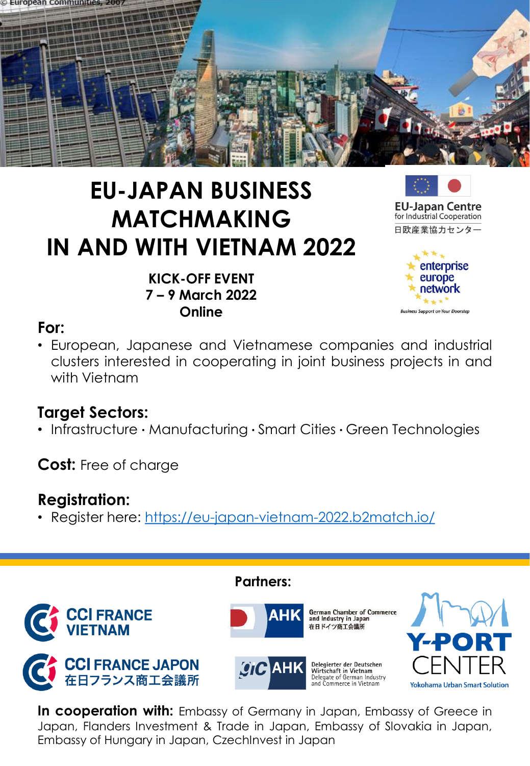© European Communities, 2007

# EU-JAPAN BUSINESS MATCHMAKING IN AND WITH VIETNAM 2022

**KICK-OFF EVENT**
**7 – 9 March 2022**
**Online**

EU-Japan Centre for Industrial Cooperation
日欧産業協力センター

enterprise europe network
Business Support on Your Doorstep

## For:

- European, Japanese and Vietnamese companies and industrial clusters interested in cooperating in joint business projects in and with Vietnam

## Target Sectors:

- Infrastructure · Manufacturing · Smart Cities · Green Technologies

**Cost:** Free of charge

## Registration:

- Register here: [https://eu-japan-vietnam-2022.b2match.io/](https://eu-japan-vietnam-2022.b2match.io/)

## Partners:

CCI FRANCE VIETNAM

CCI FRANCE JAPON 在日フランス商工会議所

AHK German Chamber of Commerce and Industry in Japan 在日ドイツ商工会議所

gic AHK Delegierter der Deutschen Wirtschaft in Vietnam Delegate of German Industry and Commerce in Vietnam

Y-PORT CENTER Yokohama Urban Smart Solution

**In cooperation with:** Embassy of Germany in Japan, Embassy of Greece in Japan, Flanders Investment & Trade in Japan, Embassy of Slovakia in Japan, Embassy of Hungary in Japan, CzechInvest in Japan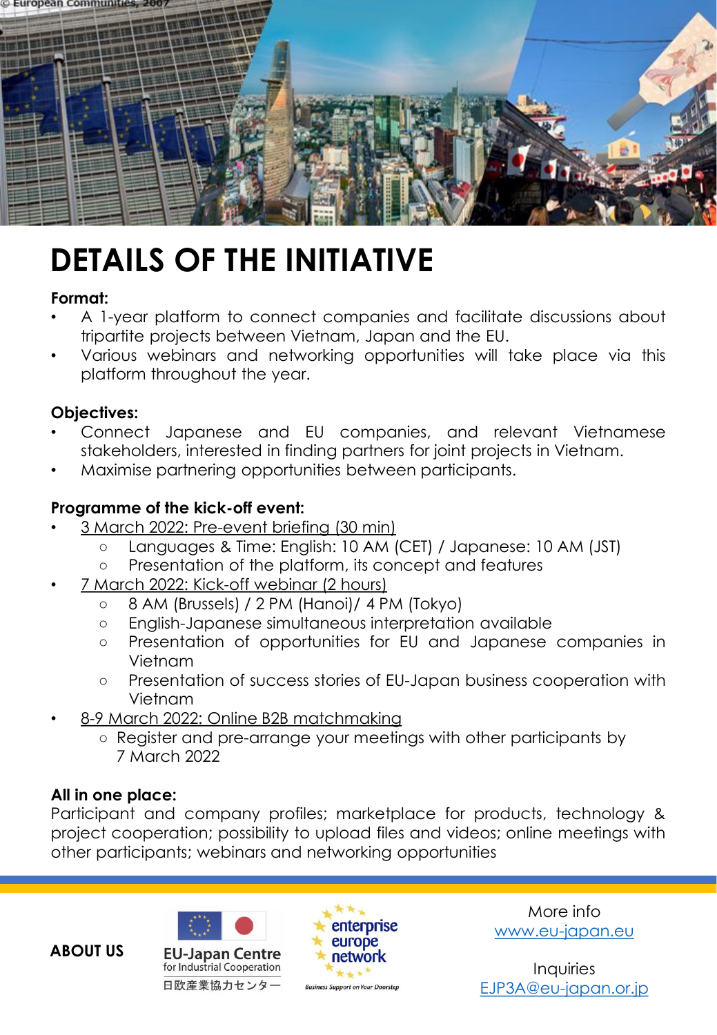© European Communities, 2007

# DETAILS OF THE INITIATIVE

**Format:**

- A 1-year platform to connect companies and facilitate discussions about tripartite projects between Vietnam, Japan and the EU.
- Various webinars and networking opportunities will take place via this platform throughout the year.

**Objectives:**

- Connect Japanese and EU companies, and relevant Vietnamese stakeholders, interested in finding partners for joint projects in Vietnam.
- Maximise partnering opportunities between participants.

**Programme of the kick-off event:**

- 3 March 2022: Pre-event briefing (30 min)
  - Languages & Time: English: 10 AM (CET) / Japanese: 10 AM (JST)
  - Presentation of the platform, its concept and features
- 7 March 2022: Kick-off webinar (2 hours)
  - 8 AM (Brussels) / 2 PM (Hanoi)/ 4 PM (Tokyo)
  - English-Japanese simultaneous interpretation available
  - Presentation of opportunities for EU and Japanese companies in Vietnam
  - Presentation of success stories of EU-Japan business cooperation with Vietnam
- 8-9 March 2022: Online B2B matchmaking
  - Register and pre-arrange your meetings with other participants by 7 March 2022

**All in one place:**

Participant and company profiles; marketplace for products, technology & project cooperation; possibility to upload files and videos; online meetings with other participants; webinars and networking opportunities

**ABOUT US**

EU-Japan Centre for Industrial Cooperation
日欧産業協力センター

enterprise europe network
Business Support on Your Doorstep

More info
www.eu-japan.eu

Inquiries
EJP3A@eu-japan.or.jp